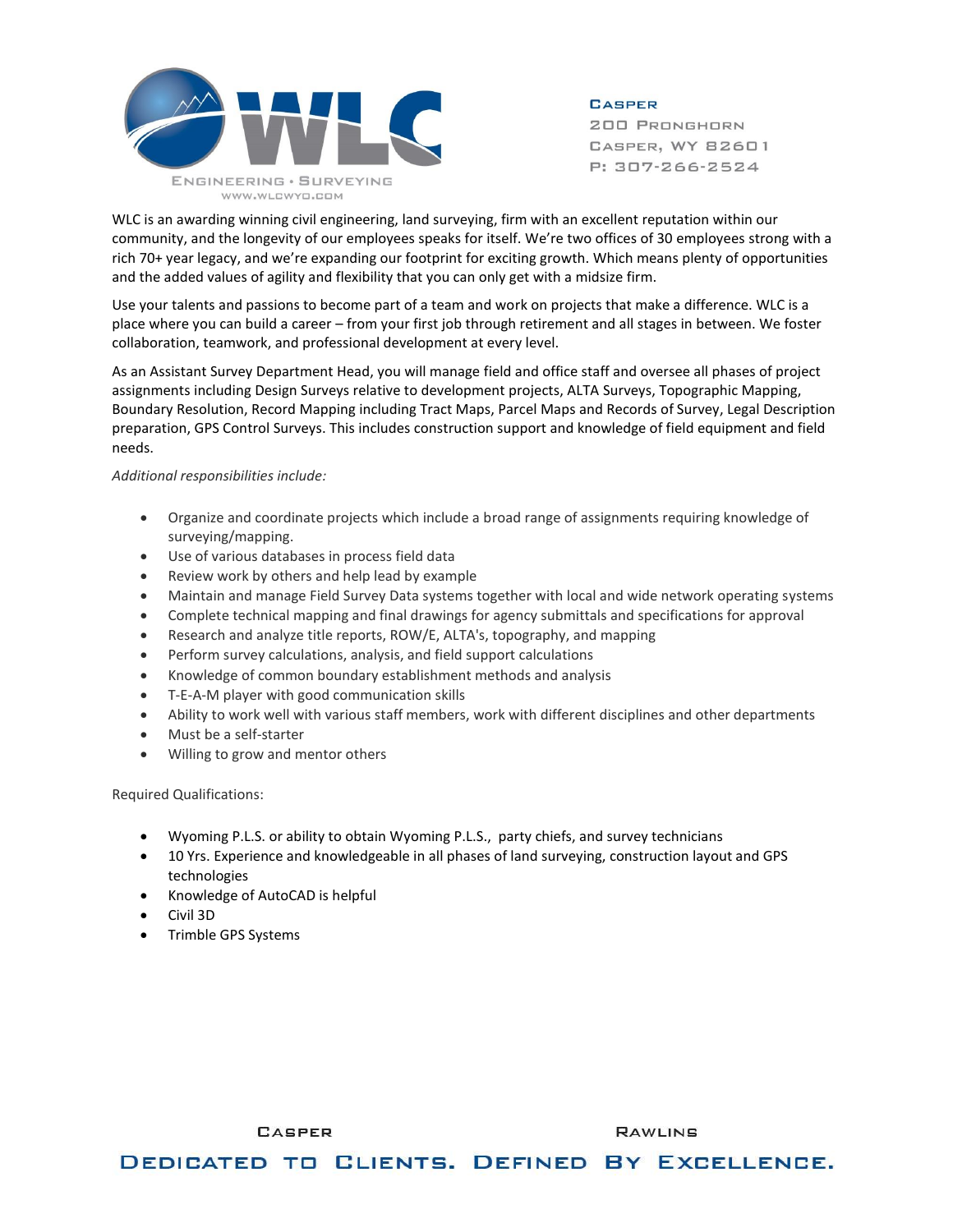WLC

ENGINEERING • SURVEYING

WWW.WLCWYO.COM

**CASPER**
200 PRONGHORN
CASPER, WY 82601
P: 307-266-2524

WLC is an awarding winning civil engineering, land surveying, firm with an excellent reputation within our community, and the longevity of our employees speaks for itself. We're two offices of 30 employees strong with a rich 70+ year legacy, and we're expanding our footprint for exciting growth. Which means plenty of opportunities and the added values of agility and flexibility that you can only get with a midsize firm.

Use your talents and passions to become part of a team and work on projects that make a difference. WLC is a place where you can build a career – from your first job through retirement and all stages in between. We foster collaboration, teamwork, and professional development at every level.

As an Assistant Survey Department Head, you will manage field and office staff and oversee all phases of project assignments including Design Surveys relative to development projects, ALTA Surveys, Topographic Mapping, Boundary Resolution, Record Mapping including Tract Maps, Parcel Maps and Records of Survey, Legal Description preparation, GPS Control Surveys. This includes construction support and knowledge of field equipment and field needs.

*Additional responsibilities include:*

- Organize and coordinate projects which include a broad range of assignments requiring knowledge of surveying/mapping.
- Use of various databases in process field data
- Review work by others and help lead by example
- Maintain and manage Field Survey Data systems together with local and wide network operating systems
- Complete technical mapping and final drawings for agency submittals and specifications for approval
- Research and analyze title reports, ROW/E, ALTA's, topography, and mapping
- Perform survey calculations, analysis, and field support calculations
- Knowledge of common boundary establishment methods and analysis
- T-E-A-M player with good communication skills
- Ability to work well with various staff members, work with different disciplines and other departments
- Must be a self-starter
- Willing to grow and mentor others

Required Qualifications:

- Wyoming P.L.S. or ability to obtain Wyoming P.L.S., party chiefs, and survey technicians
- 10 Yrs. Experience and knowledgeable in all phases of land surveying, construction layout and GPS technologies
- Knowledge of AutoCAD is helpful
- Civil 3D
- Trimble GPS Systems

CASPER RAWLINS

DEDICATED TO CLIENTS. DEFINED BY EXCELLENCE.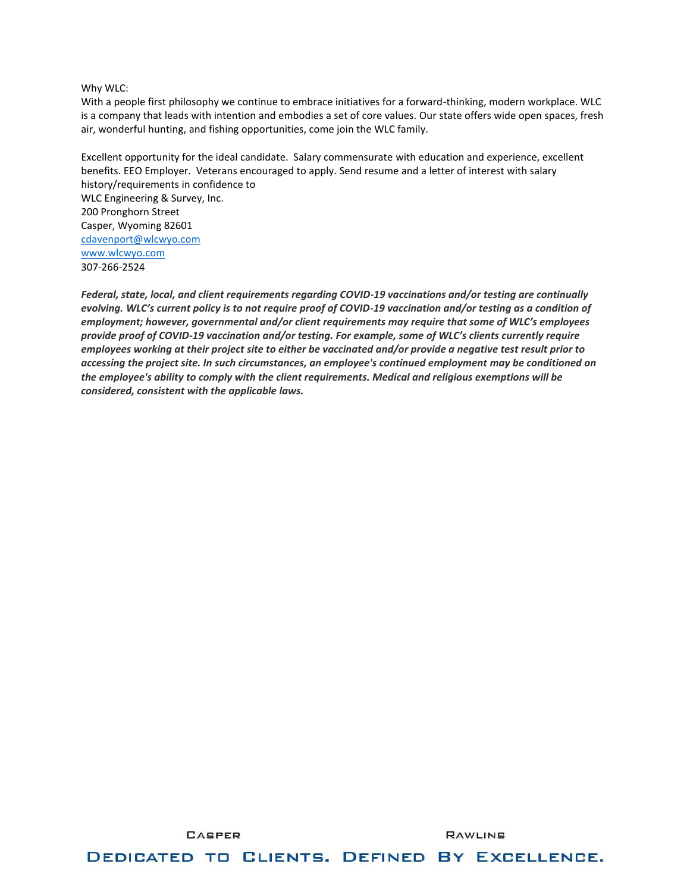Why WLC:
With a people first philosophy we continue to embrace initiatives for a forward-thinking, modern workplace. WLC is a company that leads with intention and embodies a set of core values. Our state offers wide open spaces, fresh air, wonderful hunting, and fishing opportunities, come join the WLC family.

Excellent opportunity for the ideal candidate. Salary commensurate with education and experience, excellent benefits. EEO Employer. Veterans encouraged to apply. Send resume and a letter of interest with salary history/requirements in confidence to
WLC Engineering & Survey, Inc.
200 Pronghorn Street
Casper, Wyoming 82601
cdavenport@wlcwyo.com
www.wlcwyo.com
307-266-2524

***Federal, state, local, and client requirements regarding COVID-19 vaccinations and/or testing are continually evolving. WLC's current policy is to not require proof of COVID-19 vaccination and/or testing as a condition of employment; however, governmental and/or client requirements may require that some of WLC's employees provide proof of COVID-19 vaccination and/or testing. For example, some of WLC's clients currently require employees working at their project site to either be vaccinated and/or provide a negative test result prior to accessing the project site. In such circumstances, an employee's continued employment may be conditioned on the employee's ability to comply with the client requirements. Medical and religious exemptions will be considered, consistent with the applicable laws.***

Casper Rawlins

Dedicated to Clients. Defined By Excellence.